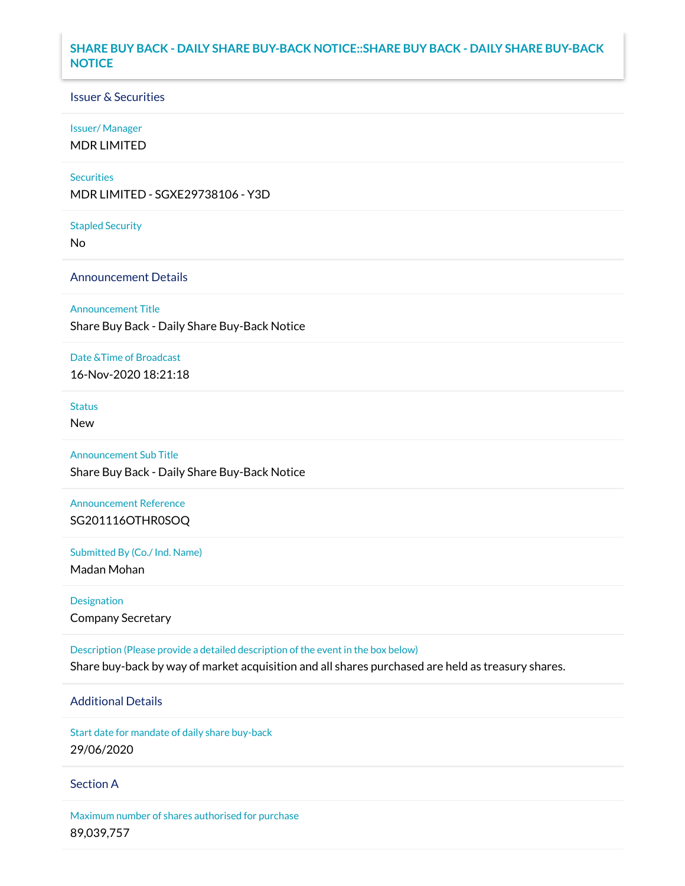# SHARE BUY BACK - DAILY SHARE BUY-BACK NOTICE::SHARE BUY BACK - DAILY SHARE BUY-BACK NOTICE

## Issuer & Securities

**Issuer/ Manager**

MDR LIMITED

**Securities**

MDR LIMITED - SGXE29738106 - Y3D

**Stapled Security**

No

## Announcement Details

**Announcement Title**

Share Buy Back - Daily Share Buy-Back Notice

**Date &Time of Broadcast**

16-Nov-2020 18:21:18

**Status**

New

**Announcement Sub Title**

Share Buy Back - Daily Share Buy-Back Notice

**Announcement Reference**

SG201116OTHR0SOQ

**Submitted By (Co./ Ind. Name)**

Madan Mohan

**Designation**

Company Secretary

**Description (Please provide a detailed description of the event in the box below)**

Share buy-back by way of market acquisition and all shares purchased are held as treasury shares.

## Additional Details

**Start date for mandate of daily share buy-back**

29/06/2020

## Section A

**Maximum number of shares authorised for purchase**

89,039,757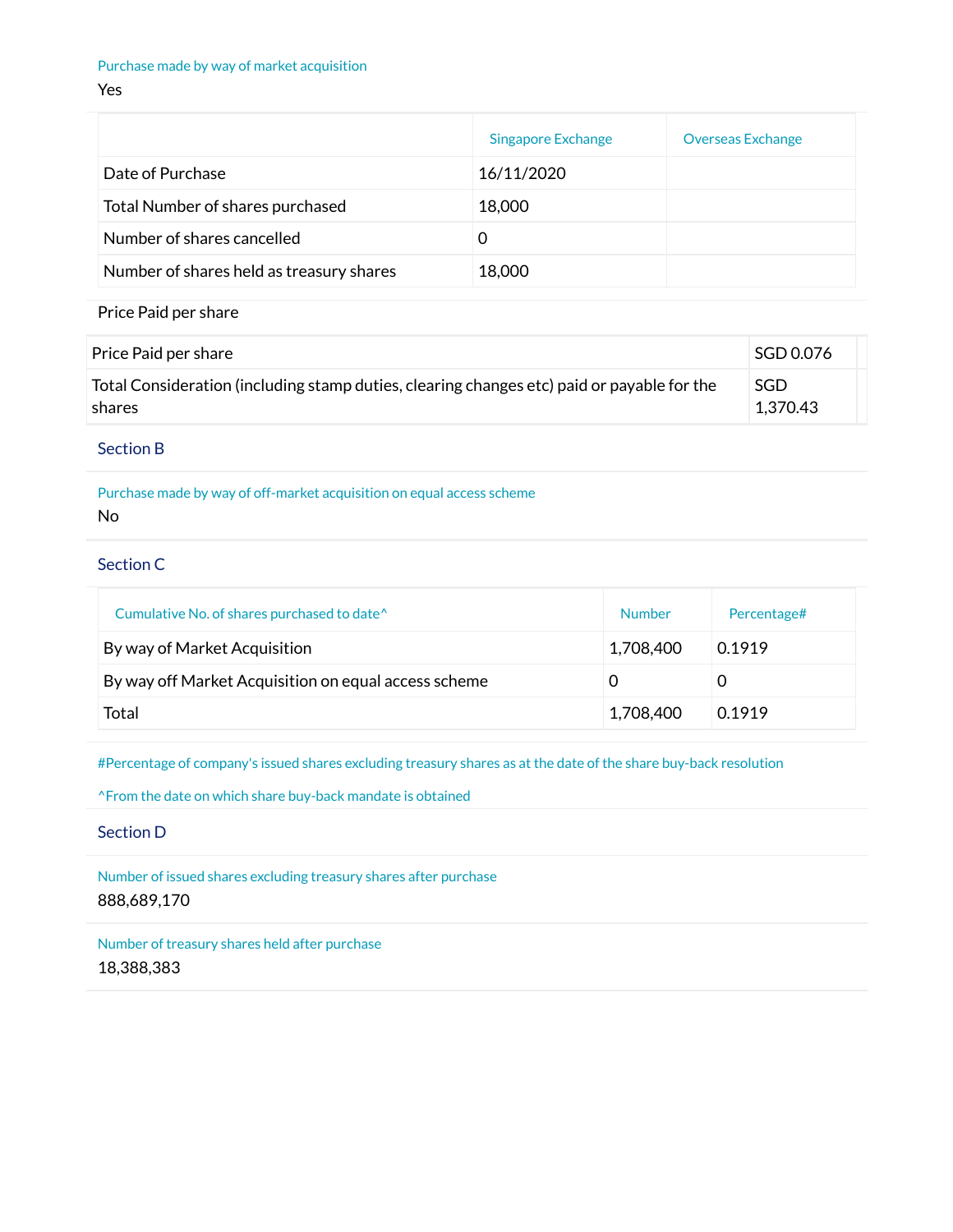Purchase made by way of market acquisition

Yes

| | Singapore Exchange | Overseas Exchange |
|---|---|---|
| Date of Purchase | 16/11/2020 | |
| Total Number of shares purchased | 18,000 | |
| Number of shares cancelled | 0 | |
| Number of shares held as treasury shares | 18,000 | |

Price Paid per share

| | |
|---|---|
| Price Paid per share | SGD 0.076 |
| Total Consideration (including stamp duties, clearing changes etc) paid or payable for the shares | SGD 1,370.43 |

## Section B

Purchase made by way of off-market acquisition on equal access scheme

No

## Section C

| Cumulative No. of shares purchased to date^ | Number | Percentage# |
|---|---|---|
| By way of Market Acquisition | 1,708,400 | 0.1919 |
| By way off Market Acquisition on equal access scheme | 0 | 0 |
| Total | 1,708,400 | 0.1919 |

#Percentage of company's issued shares excluding treasury shares as at the date of the share buy-back resolution

^From the date on which share buy-back mandate is obtained

## Section D

Number of issued shares excluding treasury shares after purchase

888,689,170

Number of treasury shares held after purchase

18,388,383